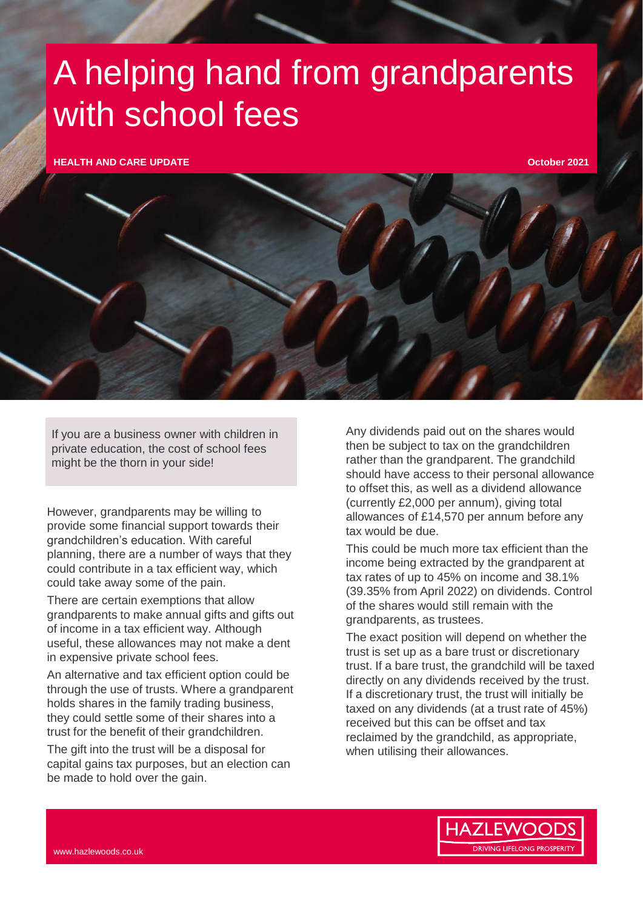# A helping hand from grandparents with school fees

**HEALTH AND CARE UPDATE** **October 2021**

If you are a business owner with children in private education, the cost of school fees might be the thorn in your side!

However, grandparents may be willing to provide some financial support towards their grandchildren's education. With careful planning, there are a number of ways that they could contribute in a tax efficient way, which could take away some of the pain.

There are certain exemptions that allow grandparents to make annual gifts and gifts out of income in a tax efficient way. Although useful, these allowances may not make a dent in expensive private school fees.

An alternative and tax efficient option could be through the use of trusts. Where a grandparent holds shares in the family trading business, they could settle some of their shares into a trust for the benefit of their grandchildren.

The gift into the trust will be a disposal for capital gains tax purposes, but an election can be made to hold over the gain.

Any dividends paid out on the shares would then be subject to tax on the grandchildren rather than the grandparent. The grandchild should have access to their personal allowance to offset this, as well as a dividend allowance (currently £2,000 per annum), giving total allowances of £14,570 per annum before any tax would be due.

This could be much more tax efficient than the income being extracted by the grandparent at tax rates of up to 45% on income and 38.1% (39.35% from April 2022) on dividends. Control of the shares would still remain with the grandparents, as trustees.

The exact position will depend on whether the trust is set up as a bare trust or discretionary trust. If a bare trust, the grandchild will be taxed directly on any dividends received by the trust. If a discretionary trust, the trust will initially be taxed on any dividends (at a trust rate of 45%) received but this can be offset and tax reclaimed by the grandchild, as appropriate, when utilising their allowances.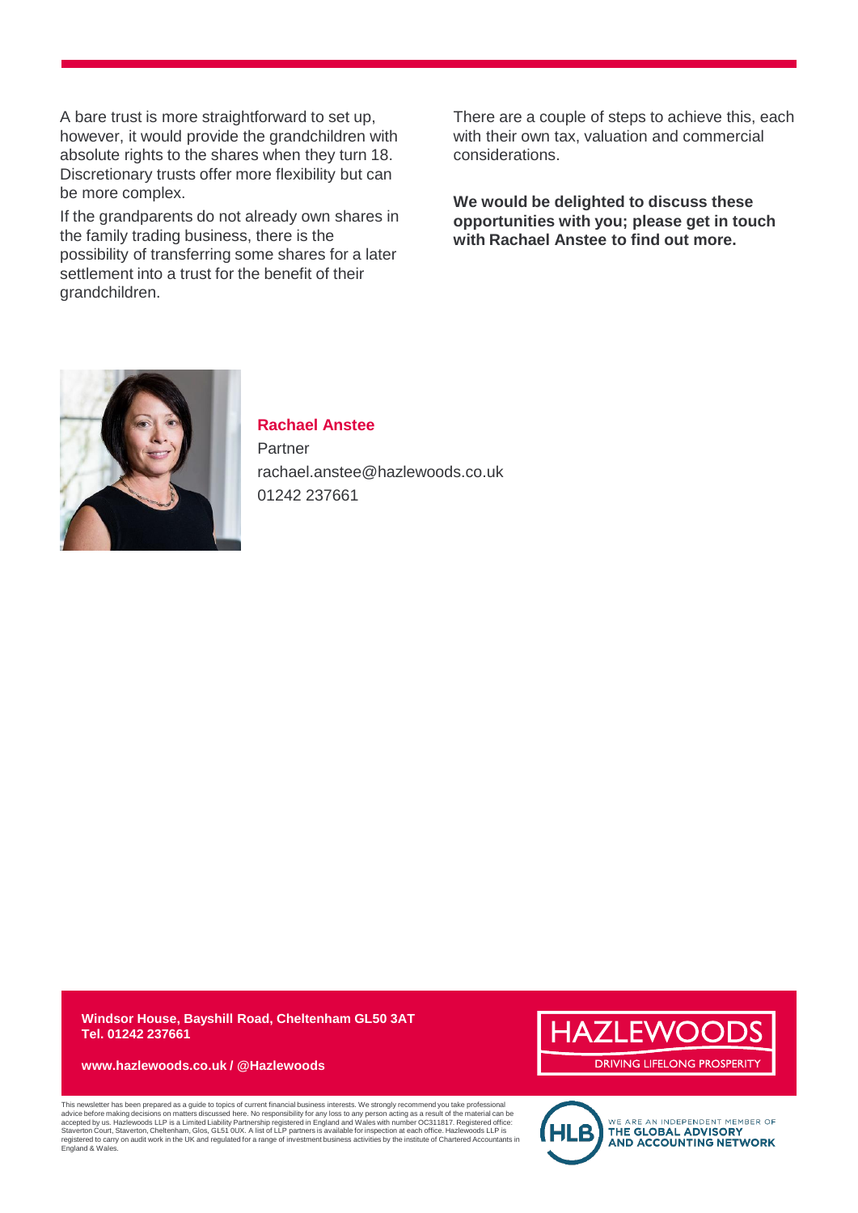A bare trust is more straightforward to set up, however, it would provide the grandchildren with absolute rights to the shares when they turn 18. Discretionary trusts offer more flexibility but can be more complex.

If the grandparents do not already own shares in the family trading business, there is the possibility of transferring some shares for a later settlement into a trust for the benefit of their grandchildren.

There are a couple of steps to achieve this, each with their own tax, valuation and commercial considerations.

**We would be delighted to discuss these opportunities with you; please get in touch with Rachael Anstee to find out more.**

**Rachael Anstee**
Partner
rachael.anstee@hazlewoods.co.uk
01242 237661

**Windsor House, Bayshill Road, Cheltenham GL50 3AT**
**Tel. 01242 237661**

**www.hazlewoods.co.uk / @Hazlewoods**

HAZLEWOODS
DRIVING LIFELONG PROSPERITY

This newsletter has been prepared as a guide to topics of current financial business interests. We strongly recommend you take professional advice before making decisions on matters discussed here. No responsibility for any loss to any person acting as a result of the material can be accepted by us. Hazlewoods LLP is a Limited Liability Partnership registered in England and Wales with number OC311817. Registered office: Staverton Court, Staverton, Cheltenham, Glos, GL51 0UX. A list of LLP partners is available for inspection at each office. Hazlewoods LLP is registered to carry on audit work in the UK and regulated for a range of investment business activities by the institute of Chartered Accountants in England & Wales.

HLB WE ARE AN INDEPENDENT MEMBER OF THE GLOBAL ADVISORY AND ACCOUNTING NETWORK